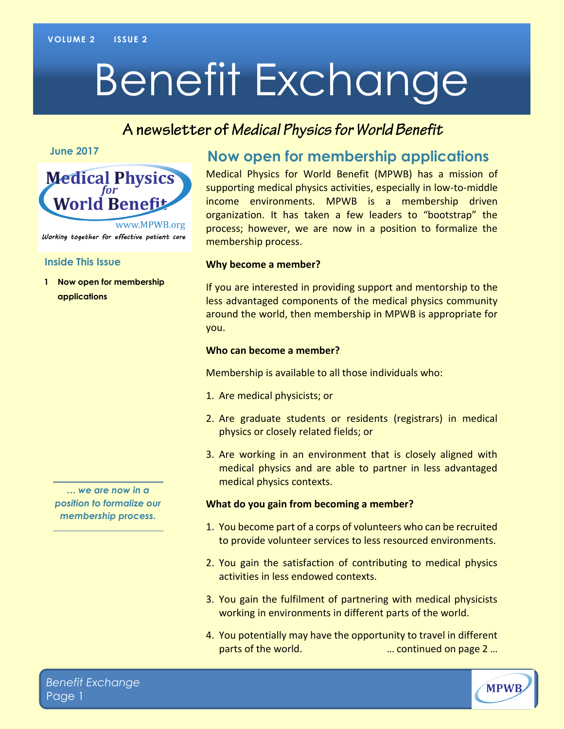# Benefit Exchange

**A newsletter of *Medical Physics for World Benefit***

June 2017

Medical Physics for World Benefit
www.MPWB.org
*Working together for effective patient care*

### Inside This Issue

1 **Now open for membership applications**

*… we are now in a position to formalize our membership process.*

## Now open for membership applications

Medical Physics for World Benefit (MPWB) has a mission of supporting medical physics activities, especially in low-to-middle income environments. MPWB is a membership driven organization. It has taken a few leaders to "bootstrap" the process; however, we are now in a position to formalize the membership process.

**Why become a member?**

If you are interested in providing support and mentorship to the less advantaged components of the medical physics community around the world, then membership in MPWB is appropriate for you.

**Who can become a member?**

Membership is available to all those individuals who:

1. Are medical physicists; or
2. Are graduate students or residents (registrars) in medical physics or closely related fields; or
3. Are working in an environment that is closely aligned with medical physics and are able to partner in less advantaged medical physics contexts.

**What do you gain from becoming a member?**

1. You become part of a corps of volunteers who can be recruited to provide volunteer services to less resourced environments.
2. You gain the satisfaction of contributing to medical physics activities in less endowed contexts.
3. You gain the fulfilment of partnering with medical physicists working in environments in different parts of the world.
4. You potentially may have the opportunity to travel in different parts of the world.

… continued on page 2 …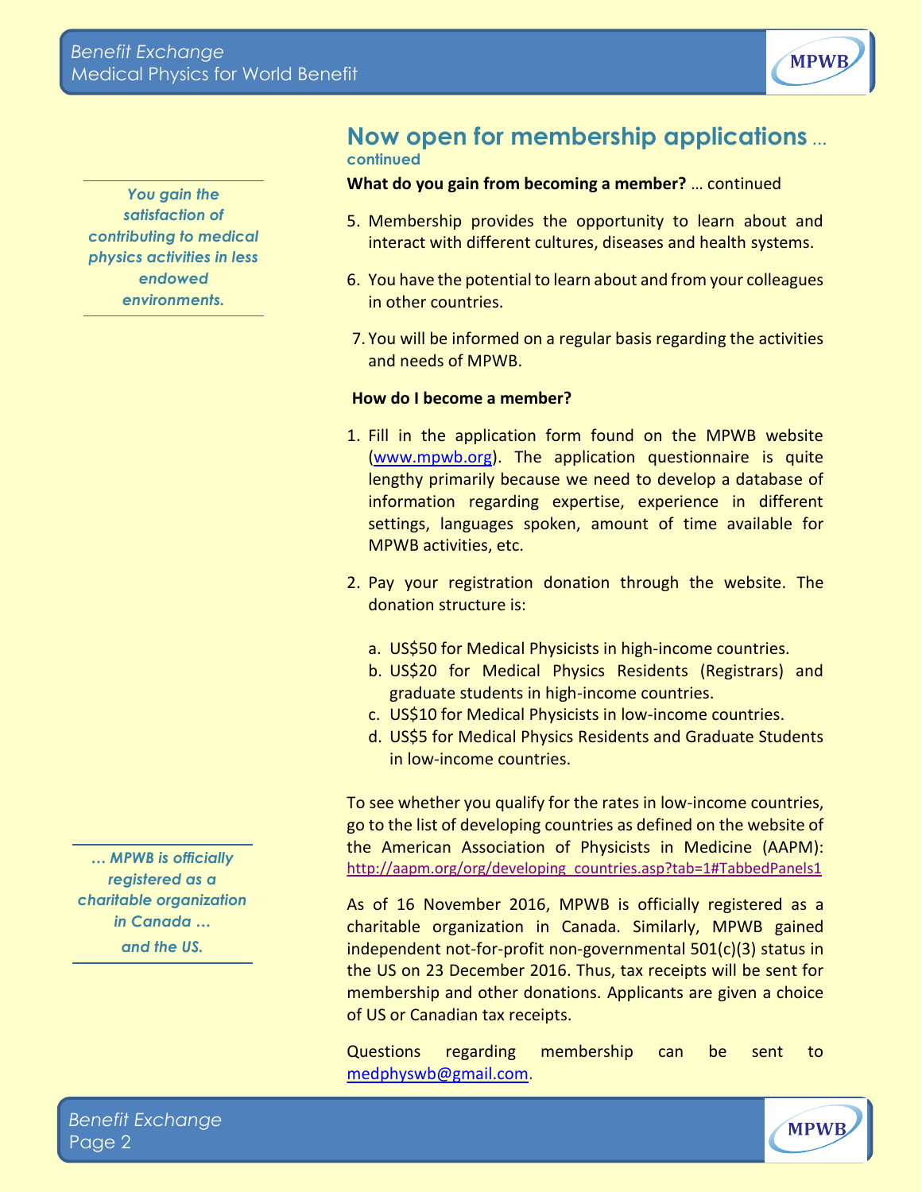## Now open for membership applications … continued

*You gain the satisfaction of contributing to medical physics activities in less endowed environments.*

**What do you gain from becoming a member?** … continued

5. Membership provides the opportunity to learn about and interact with different cultures, diseases and health systems.
6. You have the potential to learn about and from your colleagues in other countries.
7. You will be informed on a regular basis regarding the activities and needs of MPWB.

**How do I become a member?**

1. Fill in the application form found on the MPWB website (www.mpwb.org). The application questionnaire is quite lengthy primarily because we need to develop a database of information regarding expertise, experience in different settings, languages spoken, amount of time available for MPWB activities, etc.
2. Pay your registration donation through the website. The donation structure is:
   a. US$50 for Medical Physicists in high-income countries.
   b. US$20 for Medical Physics Residents (Registrars) and graduate students in high-income countries.
   c. US$10 for Medical Physicists in low-income countries.
   d. US$5 for Medical Physics Residents and Graduate Students in low-income countries.

To see whether you qualify for the rates in low-income countries, go to the list of developing countries as defined on the website of the American Association of Physicists in Medicine (AAPM): http://aapm.org/org/developing_countries.asp?tab=1#TabbedPanels1

*… MPWB is officially registered as a charitable organization in Canada … and the US.*

As of 16 November 2016, MPWB is officially registered as a charitable organization in Canada. Similarly, MPWB gained independent not-for-profit non-governmental 501(c)(3) status in the US on 23 December 2016. Thus, tax receipts will be sent for membership and other donations. Applicants are given a choice of US or Canadian tax receipts.

Questions regarding membership can be sent to medphyswb@gmail.com.